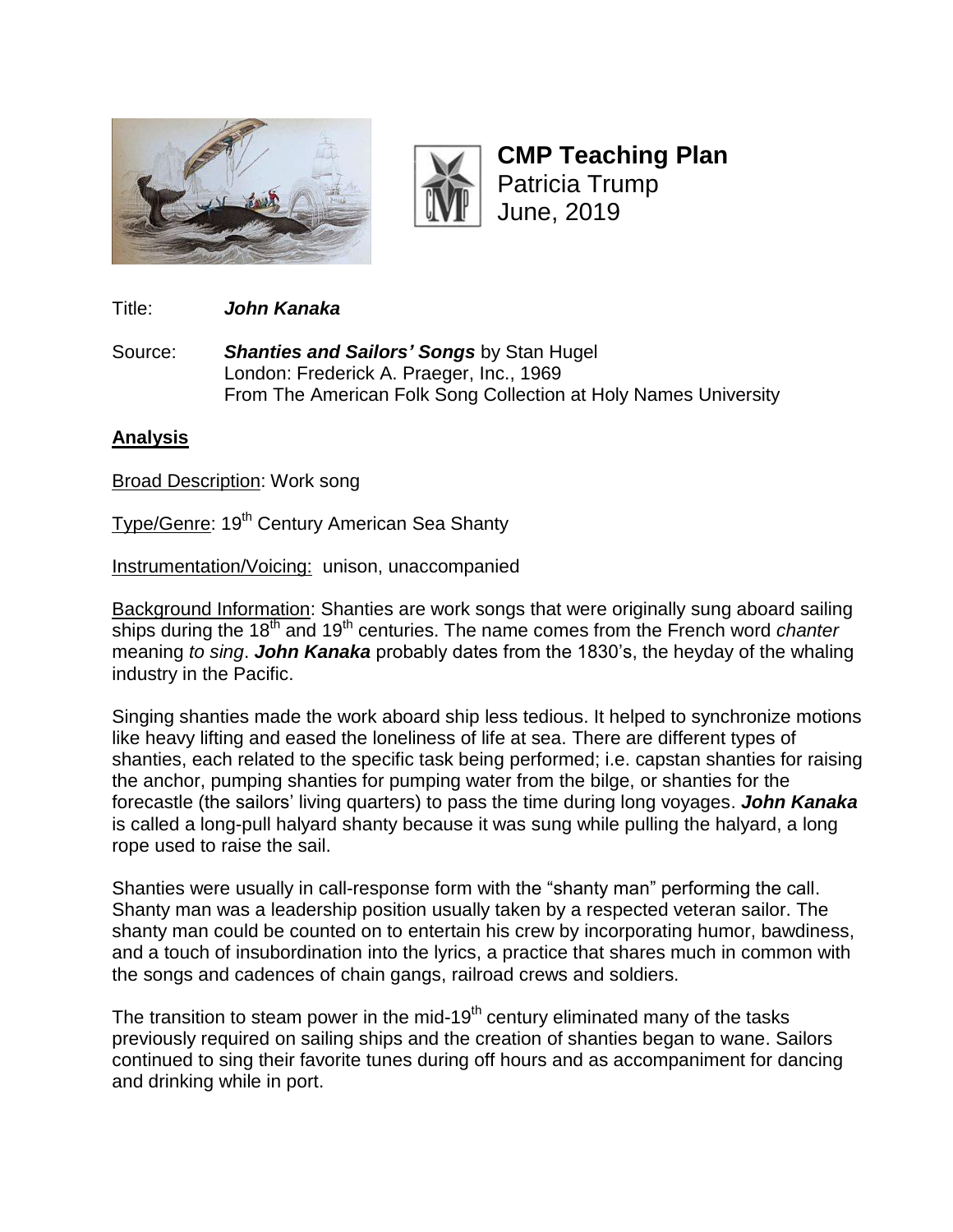**CMP Teaching Plan**
Patricia Trump
June, 2019

Title: ***John Kanaka***

Source: ***Shanties and Sailors' Songs*** by Stan Hugel
London: Frederick A. Praeger, Inc., 1969
From The American Folk Song Collection at Holy Names University

## Analysis

Broad Description: Work song

Type/Genre: 19th Century American Sea Shanty

Instrumentation/Voicing: unison, unaccompanied

Background Information: Shanties are work songs that were originally sung aboard sailing ships during the 18th and 19th centuries. The name comes from the French word *chanter* meaning *to sing*. ***John Kanaka*** probably dates from the 1830's, the heyday of the whaling industry in the Pacific.

Singing shanties made the work aboard ship less tedious. It helped to synchronize motions like heavy lifting and eased the loneliness of life at sea. There are different types of shanties, each related to the specific task being performed; i.e. capstan shanties for raising the anchor, pumping shanties for pumping water from the bilge, or shanties for the forecastle (the sailors' living quarters) to pass the time during long voyages. ***John Kanaka*** is called a long-pull halyard shanty because it was sung while pulling the halyard, a long rope used to raise the sail.

Shanties were usually in call-response form with the "shanty man" performing the call. Shanty man was a leadership position usually taken by a respected veteran sailor. The shanty man could be counted on to entertain his crew by incorporating humor, bawdiness, and a touch of insubordination into the lyrics, a practice that shares much in common with the songs and cadences of chain gangs, railroad crews and soldiers.

The transition to steam power in the mid-19th century eliminated many of the tasks previously required on sailing ships and the creation of shanties began to wane. Sailors continued to sing their favorite tunes during off hours and as accompaniment for dancing and drinking while in port.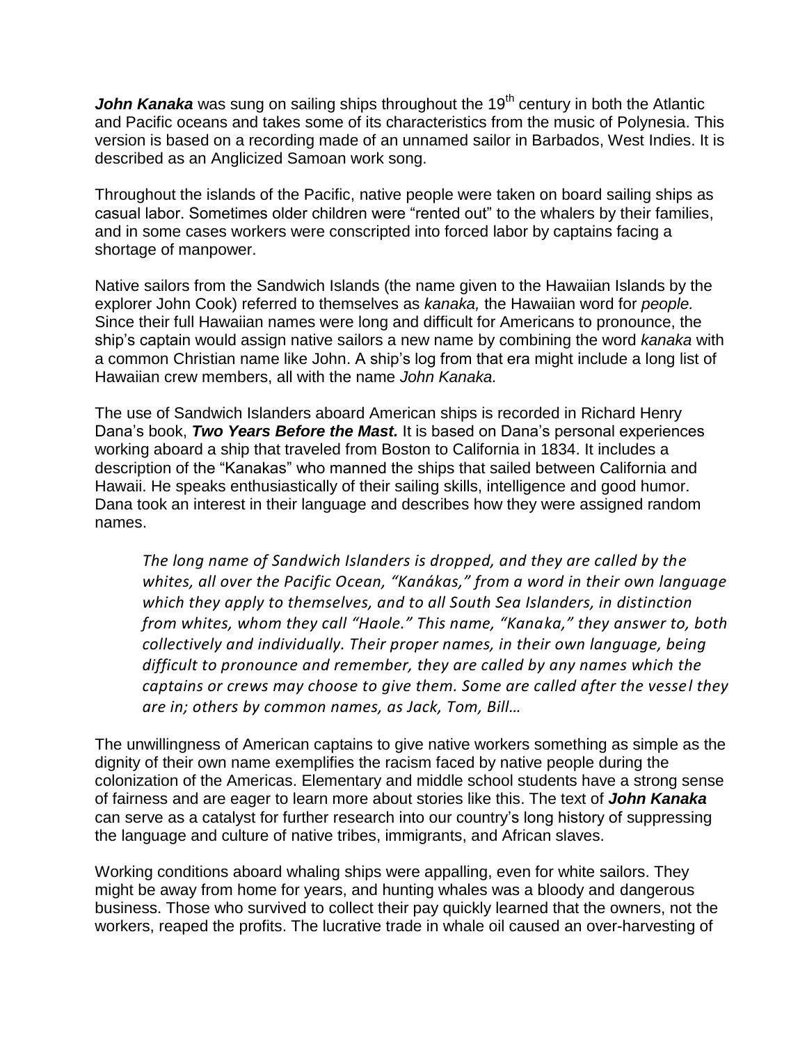***John Kanaka*** was sung on sailing ships throughout the 19th century in both the Atlantic and Pacific oceans and takes some of its characteristics from the music of Polynesia. This version is based on a recording made of an unnamed sailor in Barbados, West Indies. It is described as an Anglicized Samoan work song.

Throughout the islands of the Pacific, native people were taken on board sailing ships as casual labor. Sometimes older children were "rented out" to the whalers by their families, and in some cases workers were conscripted into forced labor by captains facing a shortage of manpower.

Native sailors from the Sandwich Islands (the name given to the Hawaiian Islands by the explorer John Cook) referred to themselves as *kanaka,* the Hawaiian word for *people.* Since their full Hawaiian names were long and difficult for Americans to pronounce, the ship's captain would assign native sailors a new name by combining the word *kanaka* with a common Christian name like John. A ship's log from that era might include a long list of Hawaiian crew members, all with the name *John Kanaka.*

The use of Sandwich Islanders aboard American ships is recorded in Richard Henry Dana's book, ***Two Years Before the Mast.*** It is based on Dana's personal experiences working aboard a ship that traveled from Boston to California in 1834. It includes a description of the "Kanakas" who manned the ships that sailed between California and Hawaii. He speaks enthusiastically of their sailing skills, intelligence and good humor. Dana took an interest in their language and describes how they were assigned random names.

> *The long name of Sandwich Islanders is dropped, and they are called by the whites, all over the Pacific Ocean, "Kanákas," from a word in their own language which they apply to themselves, and to all South Sea Islanders, in distinction from whites, whom they call "Haole." This name, "Kanaka," they answer to, both collectively and individually. Their proper names, in their own language, being difficult to pronounce and remember, they are called by any names which the captains or crews may choose to give them. Some are called after the vessel they are in; others by common names, as Jack, Tom, Bill…*

The unwillingness of American captains to give native workers something as simple as the dignity of their own name exemplifies the racism faced by native people during the colonization of the Americas. Elementary and middle school students have a strong sense of fairness and are eager to learn more about stories like this. The text of ***John Kanaka*** can serve as a catalyst for further research into our country's long history of suppressing the language and culture of native tribes, immigrants, and African slaves.

Working conditions aboard whaling ships were appalling, even for white sailors. They might be away from home for years, and hunting whales was a bloody and dangerous business. Those who survived to collect their pay quickly learned that the owners, not the workers, reaped the profits. The lucrative trade in whale oil caused an over-harvesting of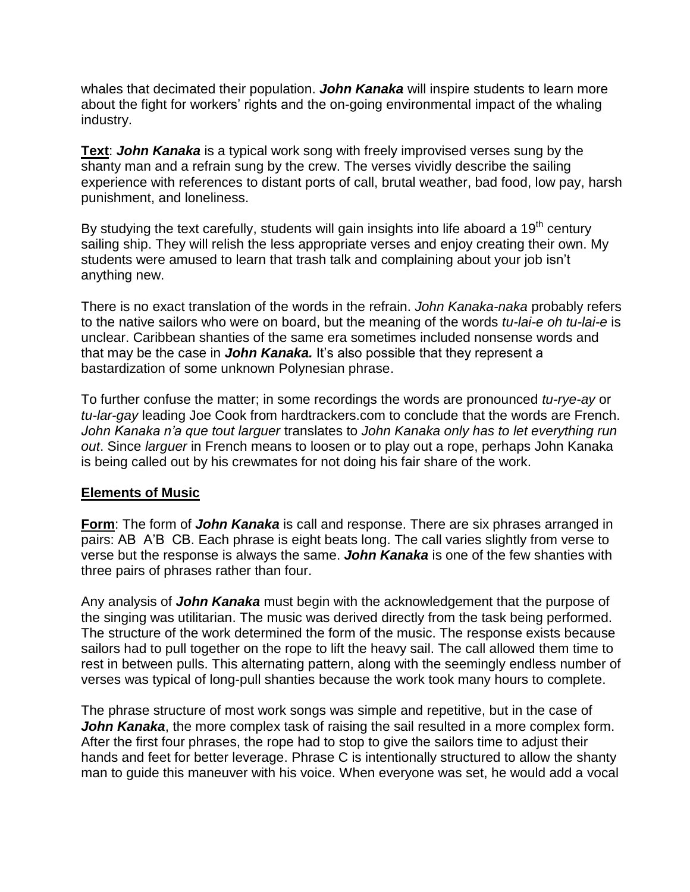whales that decimated their population. ***John Kanaka*** will inspire students to learn more about the fight for workers' rights and the on-going environmental impact of the whaling industry.

**Text**: ***John Kanaka*** is a typical work song with freely improvised verses sung by the shanty man and a refrain sung by the crew. The verses vividly describe the sailing experience with references to distant ports of call, brutal weather, bad food, low pay, harsh punishment, and loneliness.

By studying the text carefully, students will gain insights into life aboard a 19th century sailing ship. They will relish the less appropriate verses and enjoy creating their own. My students were amused to learn that trash talk and complaining about your job isn't anything new.

There is no exact translation of the words in the refrain. *John Kanaka-naka* probably refers to the native sailors who were on board, but the meaning of the words *tu-lai-e oh tu-lai-e* is unclear. Caribbean shanties of the same era sometimes included nonsense words and that may be the case in ***John Kanaka.*** It's also possible that they represent a bastardization of some unknown Polynesian phrase.

To further confuse the matter; in some recordings the words are pronounced *tu-rye-ay* or *tu-lar-gay* leading Joe Cook from hardtrackers.com to conclude that the words are French. *John Kanaka n'a que tout larguer* translates to *John Kanaka only has to let everything run out*. Since *larguer* in French means to loosen or to play out a rope, perhaps John Kanaka is being called out by his crewmates for not doing his fair share of the work.

## Elements of Music

**Form**: The form of ***John Kanaka*** is call and response. There are six phrases arranged in pairs: AB A'B CB. Each phrase is eight beats long. The call varies slightly from verse to verse but the response is always the same. ***John Kanaka*** is one of the few shanties with three pairs of phrases rather than four.

Any analysis of ***John Kanaka*** must begin with the acknowledgement that the purpose of the singing was utilitarian. The music was derived directly from the task being performed. The structure of the work determined the form of the music. The response exists because sailors had to pull together on the rope to lift the heavy sail. The call allowed them time to rest in between pulls. This alternating pattern, along with the seemingly endless number of verses was typical of long-pull shanties because the work took many hours to complete.

The phrase structure of most work songs was simple and repetitive, but in the case of ***John Kanaka***, the more complex task of raising the sail resulted in a more complex form. After the first four phrases, the rope had to stop to give the sailors time to adjust their hands and feet for better leverage. Phrase C is intentionally structured to allow the shanty man to guide this maneuver with his voice. When everyone was set, he would add a vocal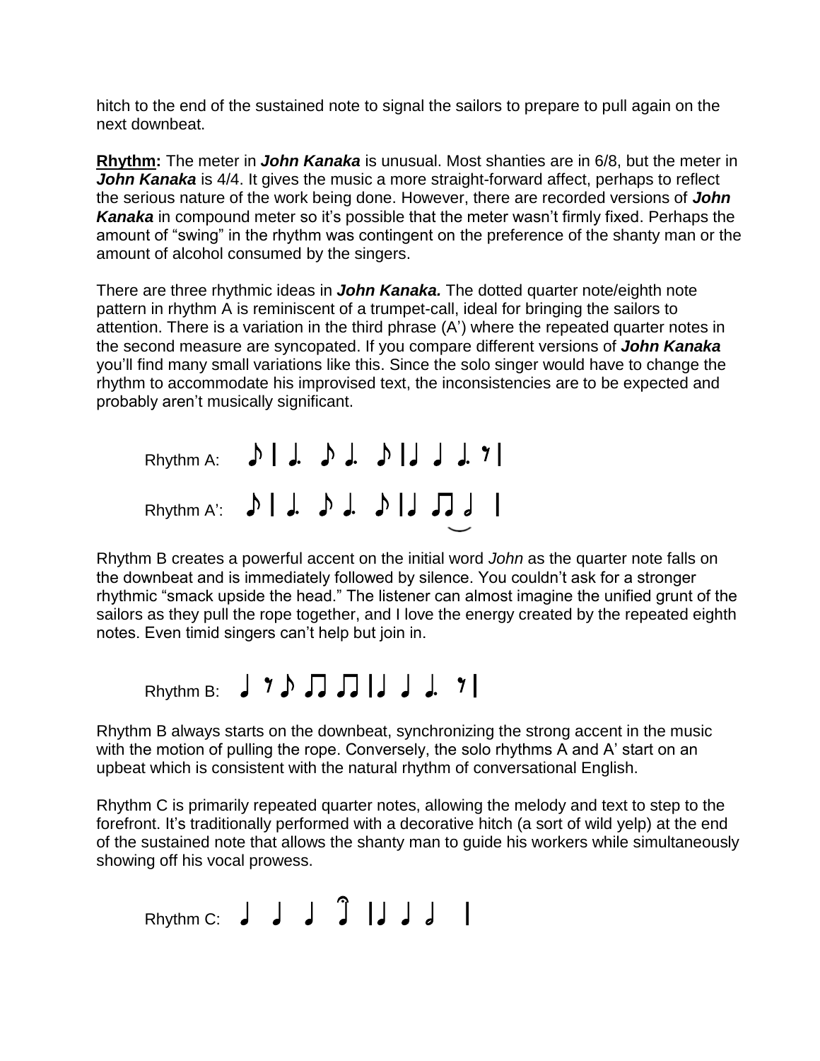hitch to the end of the sustained note to signal the sailors to prepare to pull again on the next downbeat.

**Rhythm:** The meter in ***John Kanaka*** is unusual. Most shanties are in 6/8, but the meter in ***John Kanaka*** is 4/4. It gives the music a more straight-forward affect, perhaps to reflect the serious nature of the work being done. However, there are recorded versions of ***John Kanaka*** in compound meter so it's possible that the meter wasn't firmly fixed. Perhaps the amount of "swing" in the rhythm was contingent on the preference of the shanty man or the amount of alcohol consumed by the singers.

There are three rhythmic ideas in ***John Kanaka.*** The dotted quarter note/eighth note pattern in rhythm A is reminiscent of a trumpet-call, ideal for bringing the sailors to attention. There is a variation in the third phrase (A') where the repeated quarter notes in the second measure are syncopated. If you compare different versions of ***John Kanaka*** you'll find many small variations like this. Since the solo singer would have to change the rhythm to accommodate his improvised text, the inconsistencies are to be expected and probably aren't musically significant.

Rhythm A:

Rhythm A':

Rhythm B creates a powerful accent on the initial word *John* as the quarter note falls on the downbeat and is immediately followed by silence. You couldn't ask for a stronger rhythmic "smack upside the head." The listener can almost imagine the unified grunt of the sailors as they pull the rope together, and I love the energy created by the repeated eighth notes. Even timid singers can't help but join in.

Rhythm B:

Rhythm B always starts on the downbeat, synchronizing the strong accent in the music with the motion of pulling the rope. Conversely, the solo rhythms A and A' start on an upbeat which is consistent with the natural rhythm of conversational English.

Rhythm C is primarily repeated quarter notes, allowing the melody and text to step to the forefront. It's traditionally performed with a decorative hitch (a sort of wild yelp) at the end of the sustained note that allows the shanty man to guide his workers while simultaneously showing off his vocal prowess.

Rhythm C: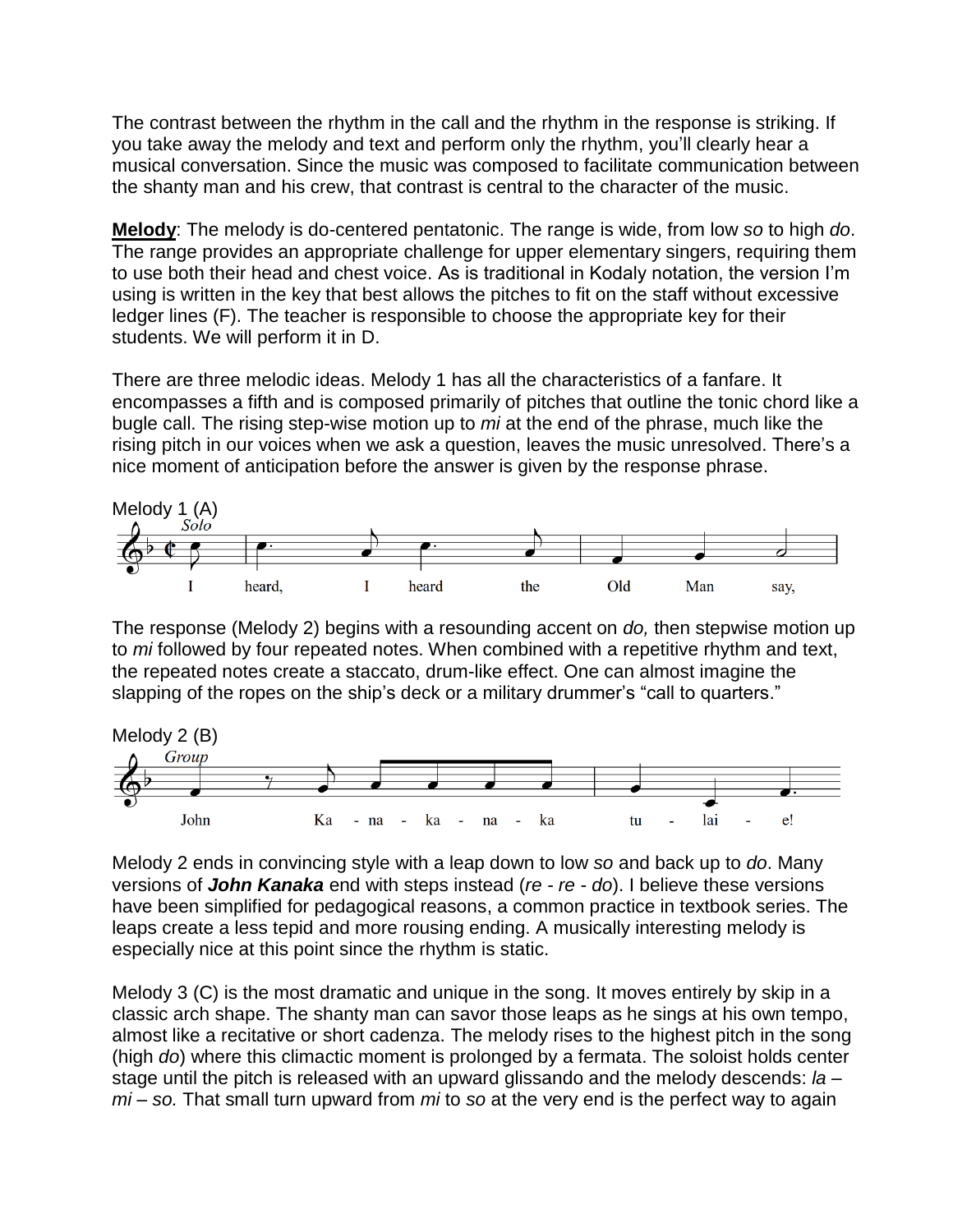The contrast between the rhythm in the call and the rhythm in the response is striking. If you take away the melody and text and perform only the rhythm, you'll clearly hear a musical conversation. Since the music was composed to facilitate communication between the shanty man and his crew, that contrast is central to the character of the music.

**Melody**: The melody is do-centered pentatonic. The range is wide, from low *so* to high *do*. The range provides an appropriate challenge for upper elementary singers, requiring them to use both their head and chest voice. As is traditional in Kodaly notation, the version I'm using is written in the key that best allows the pitches to fit on the staff without excessive ledger lines (F). The teacher is responsible to choose the appropriate key for their students. We will perform it in D.

There are three melodic ideas. Melody 1 has all the characteristics of a fanfare. It encompasses a fifth and is composed primarily of pitches that outline the tonic chord like a bugle call. The rising step-wise motion up to *mi* at the end of the phrase, much like the rising pitch in our voices when we ask a question, leaves the music unresolved. There's a nice moment of anticipation before the answer is given by the response phrase.

Melody 1 (A)

*Solo*

I heard, I heard the Old Man say,

The response (Melody 2) begins with a resounding accent on *do,* then stepwise motion up to *mi* followed by four repeated notes. When combined with a repetitive rhythm and text, the repeated notes create a staccato, drum-like effect. One can almost imagine the slapping of the ropes on the ship's deck or a military drummer's "call to quarters."

Melody 2 (B)

*Group*

John Ka - na - ka - na - ka tu - lai - e!

Melody 2 ends in convincing style with a leap down to low *so* and back up to *do*. Many versions of ***John Kanaka*** end with steps instead (*re - re - do*). I believe these versions have been simplified for pedagogical reasons, a common practice in textbook series. The leaps create a less tepid and more rousing ending. A musically interesting melody is especially nice at this point since the rhythm is static.

Melody 3 (C) is the most dramatic and unique in the song. It moves entirely by skip in a classic arch shape. The shanty man can savor those leaps as he sings at his own tempo, almost like a recitative or short cadenza. The melody rises to the highest pitch in the song (high *do*) where this climactic moment is prolonged by a fermata. The soloist holds center stage until the pitch is released with an upward glissando and the melody descends: *la – mi – so.* That small turn upward from *mi* to *so* at the very end is the perfect way to again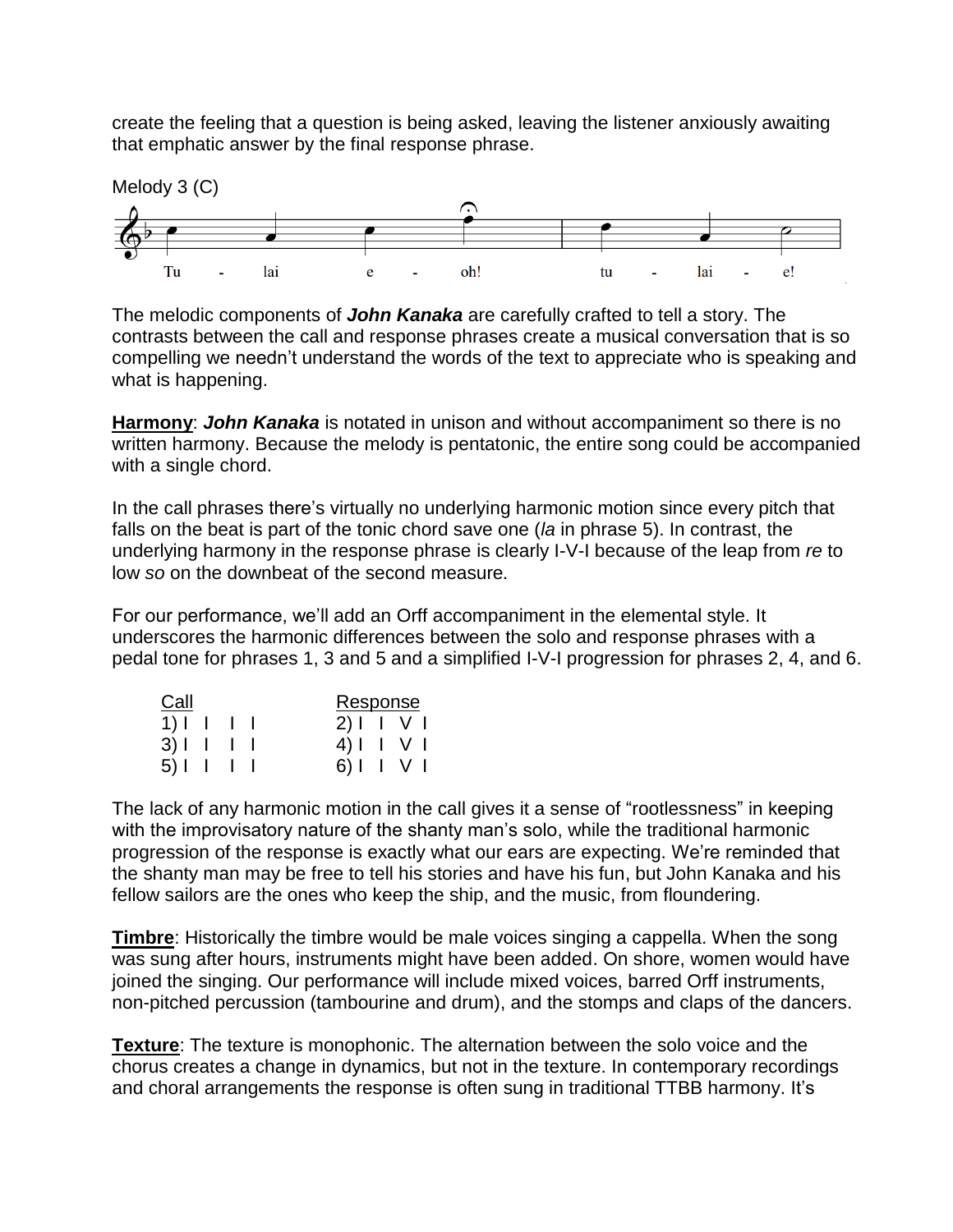create the feeling that a question is being asked, leaving the listener anxiously awaiting that emphatic answer by the final response phrase.

Melody 3 (C)

Tu - lai e - oh! tu - lai - e!

The melodic components of ***John Kanaka*** are carefully crafted to tell a story. The contrasts between the call and response phrases create a musical conversation that is so compelling we needn't understand the words of the text to appreciate who is speaking and what is happening.

**Harmony**: ***John Kanaka*** is notated in unison and without accompaniment so there is no written harmony. Because the melody is pentatonic, the entire song could be accompanied with a single chord.

In the call phrases there's virtually no underlying harmonic motion since every pitch that falls on the beat is part of the tonic chord save one (*la* in phrase 5). In contrast, the underlying harmony in the response phrase is clearly I-V-I because of the leap from *re* to low *so* on the downbeat of the second measure.

For our performance, we'll add an Orff accompaniment in the elemental style. It underscores the harmonic differences between the solo and response phrases with a pedal tone for phrases 1, 3 and 5 and a simplified I-V-I progression for phrases 2, 4, and 6.

| Call | Response |
|---|---|
| 1) I I I I | 2) I I V I |
| 3) I I I I | 4) I I V I |
| 5) I I I I | 6) I I V I |

The lack of any harmonic motion in the call gives it a sense of "rootlessness" in keeping with the improvisatory nature of the shanty man's solo, while the traditional harmonic progression of the response is exactly what our ears are expecting. We're reminded that the shanty man may be free to tell his stories and have his fun, but John Kanaka and his fellow sailors are the ones who keep the ship, and the music, from floundering.

**Timbre**: Historically the timbre would be male voices singing a cappella. When the song was sung after hours, instruments might have been added. On shore, women would have joined the singing. Our performance will include mixed voices, barred Orff instruments, non-pitched percussion (tambourine and drum), and the stomps and claps of the dancers.

**Texture**: The texture is monophonic. The alternation between the solo voice and the chorus creates a change in dynamics, but not in the texture. In contemporary recordings and choral arrangements the response is often sung in traditional TTBB harmony. It's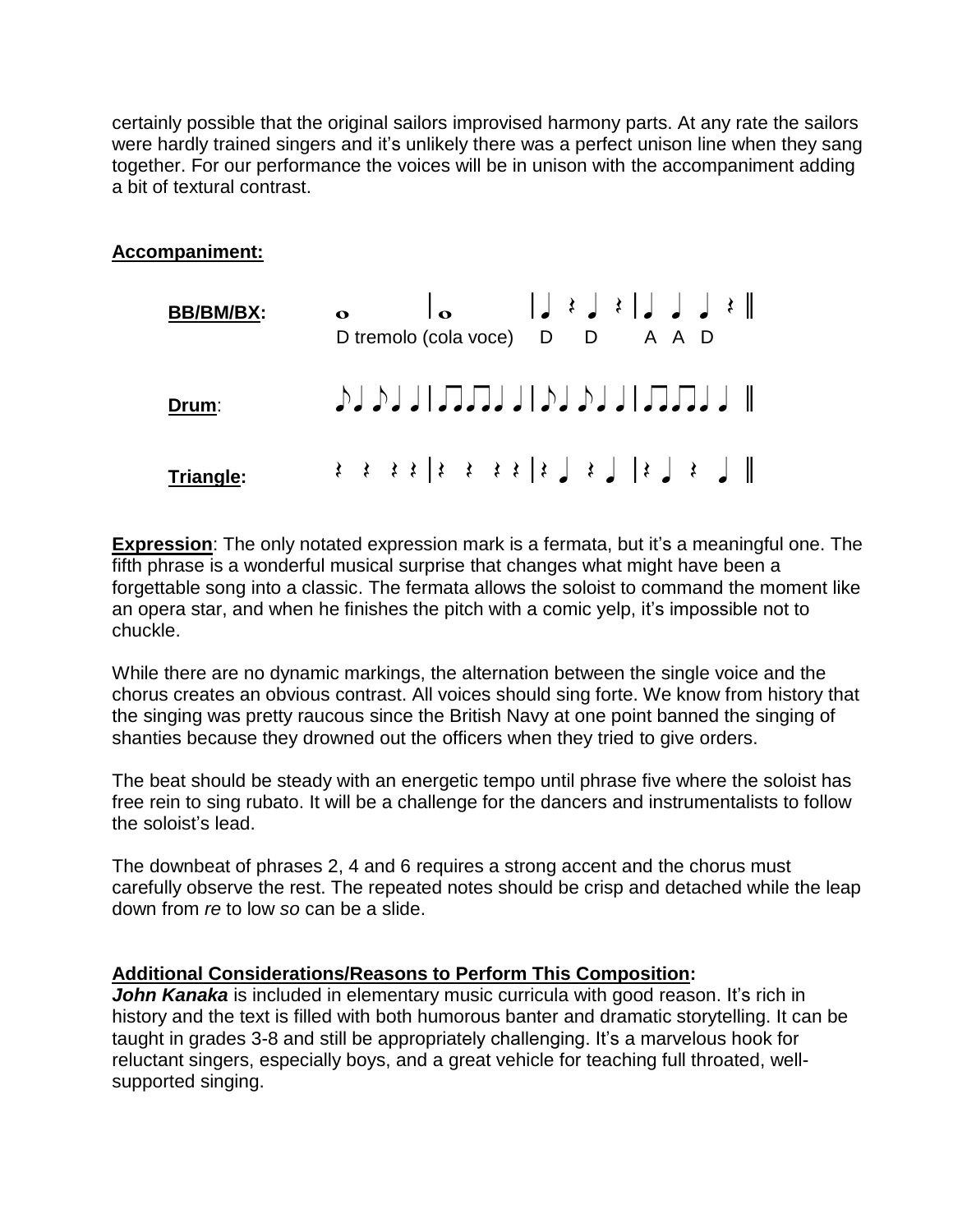certainly possible that the original sailors improvised harmony parts. At any rate the sailors were hardly trained singers and it's unlikely there was a perfect unison line when they sang together. For our performance the voices will be in unison with the accompaniment adding a bit of textural contrast.

**Accompaniment:**

**BB/BM/BX:** 𝅝 | 𝅝 | 𝅗𝅥 𝄽 𝅗𝅥 𝄽 | 𝅗𝅥 𝅗𝅥 𝅗𝅥 𝄽 ‖

D tremolo (cola voce) D D A A D

**Drum**: ♪♩♪♩♩ | ♫♩♫♩♩ | ♪♩♪♩♩ | ♫♩♫♩♩ ‖

**Triangle:** 𝄽 𝄽 𝄽 𝄽 | 𝄽 𝄽 𝄽 𝄽 | 𝄽 ♩ 𝄽 ♩ | 𝄽 ♩ 𝄽 ♩ ‖

**Expression**: The only notated expression mark is a fermata, but it's a meaningful one. The fifth phrase is a wonderful musical surprise that changes what might have been a forgettable song into a classic. The fermata allows the soloist to command the moment like an opera star, and when he finishes the pitch with a comic yelp, it's impossible not to chuckle.

While there are no dynamic markings, the alternation between the single voice and the chorus creates an obvious contrast. All voices should sing forte. We know from history that the singing was pretty raucous since the British Navy at one point banned the singing of shanties because they drowned out the officers when they tried to give orders.

The beat should be steady with an energetic tempo until phrase five where the soloist has free rein to sing rubato. It will be a challenge for the dancers and instrumentalists to follow the soloist's lead.

The downbeat of phrases 2, 4 and 6 requires a strong accent and the chorus must carefully observe the rest. The repeated notes should be crisp and detached while the leap down from *re* to low *so* can be a slide.

**Additional Considerations/Reasons to Perform This Composition:**

***John Kanaka*** is included in elementary music curricula with good reason. It's rich in history and the text is filled with both humorous banter and dramatic storytelling. It can be taught in grades 3-8 and still be appropriately challenging. It's a marvelous hook for reluctant singers, especially boys, and a great vehicle for teaching full throated, well-supported singing.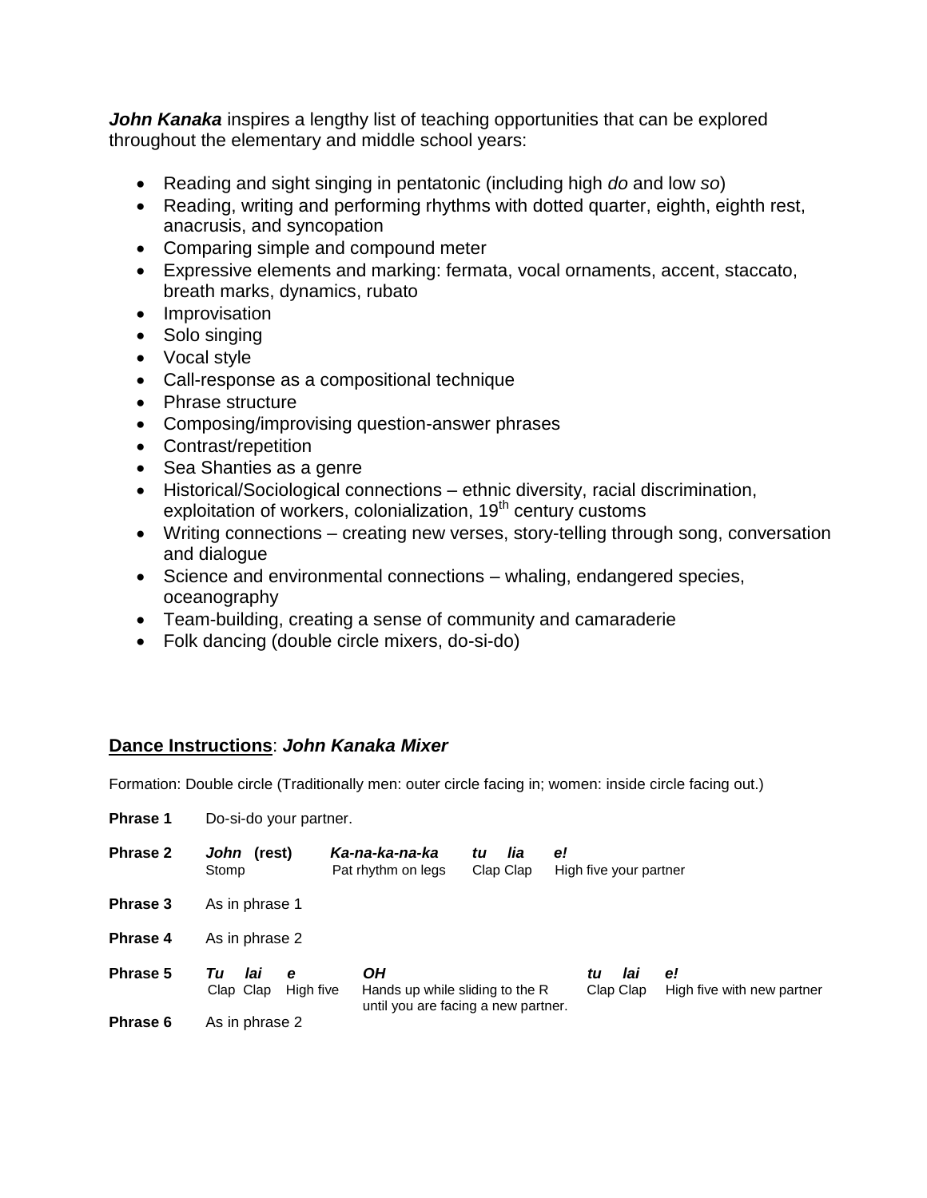***John Kanaka*** inspires a lengthy list of teaching opportunities that can be explored throughout the elementary and middle school years:

- Reading and sight singing in pentatonic (including high *do* and low *so*)
- Reading, writing and performing rhythms with dotted quarter, eighth, eighth rest, anacrusis, and syncopation
- Comparing simple and compound meter
- Expressive elements and marking: fermata, vocal ornaments, accent, staccato, breath marks, dynamics, rubato
- Improvisation
- Solo singing
- Vocal style
- Call-response as a compositional technique
- Phrase structure
- Composing/improvising question-answer phrases
- Contrast/repetition
- Sea Shanties as a genre
- Historical/Sociological connections – ethnic diversity, racial discrimination, exploitation of workers, colonialization, 19th century customs
- Writing connections – creating new verses, story-telling through song, conversation and dialogue
- Science and environmental connections – whaling, endangered species, oceanography
- Team-building, creating a sense of community and camaraderie
- Folk dancing (double circle mixers, do-si-do)

## <u>Dance Instructions</u>: *John Kanaka Mixer*

Formation: Double circle (Traditionally men: outer circle facing in; women: inside circle facing out.)

**Phrase 1** Do-si-do your partner.

**Phrase 2** ***John* (rest)** — Stomp; ***Ka-na-ka-na-ka*** — Pat rhythm on legs; ***tu lia*** — Clap Clap; ***e!*** — High five your partner

**Phrase 3** As in phrase 1

**Phrase 4** As in phrase 2

**Phrase 5** ***Tu lai*** — Clap Clap; ***e*** — High five; ***OH*** — Hands up while sliding to the R until you are facing a new partner.; ***tu lai*** — Clap Clap; ***e!*** — High five with new partner

**Phrase 6** As in phrase 2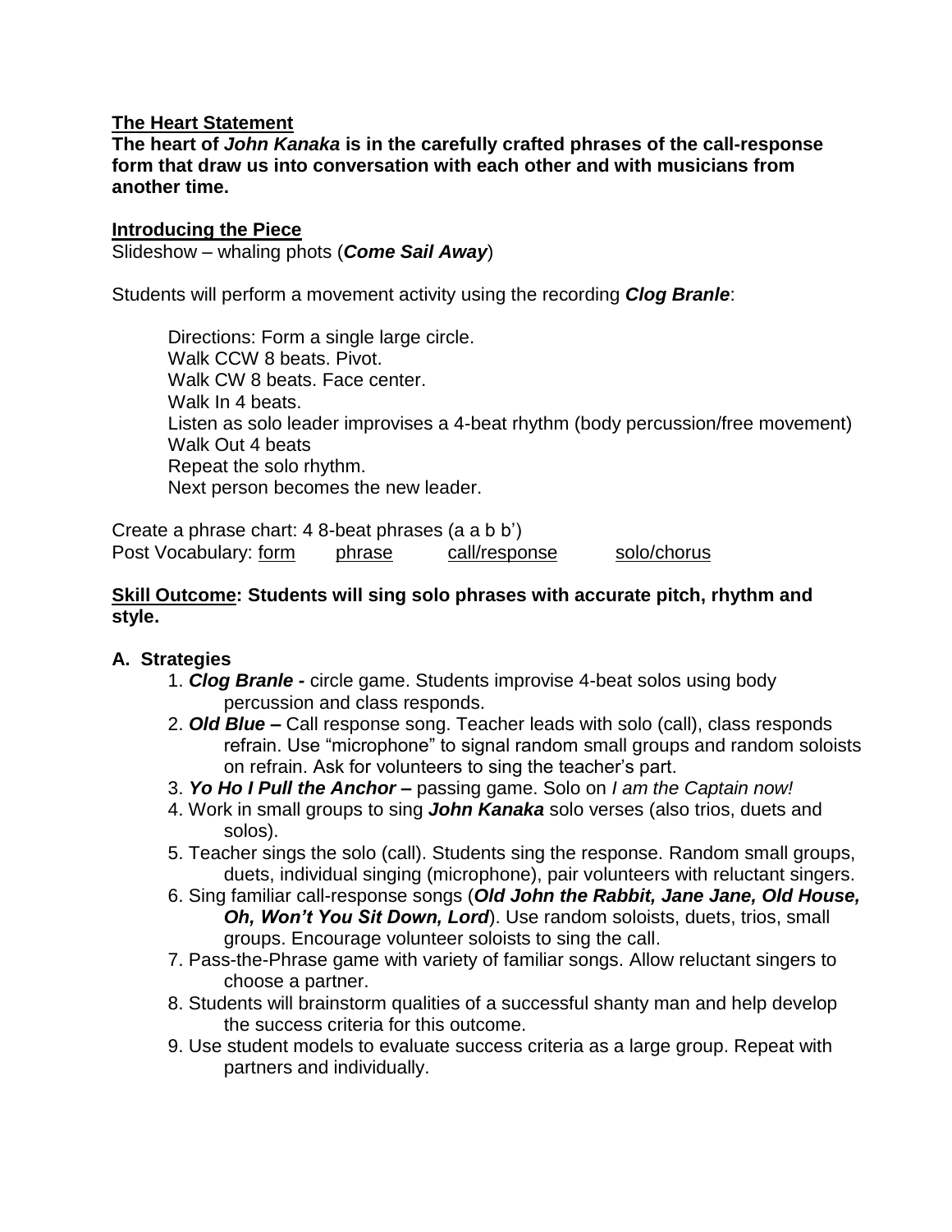**<u>The Heart Statement</u>**

**The heart of *John Kanaka* is in the carefully crafted phrases of the call-response form that draw us into conversation with each other and with musicians from another time.**

**<u>Introducing the Piece</u>**

Slideshow – whaling phots (***Come Sail Away***)

Students will perform a movement activity using the recording ***Clog Branle***:

> Directions: Form a single large circle.
> Walk CCW 8 beats. Pivot.
> Walk CW 8 beats. Face center.
> Walk In 4 beats.
> Listen as solo leader improvises a 4-beat rhythm (body percussion/free movement)
> Walk Out 4 beats
> Repeat the solo rhythm.
> Next person becomes the new leader.

Create a phrase chart: 4 8-beat phrases (a a b b')
Post Vocabulary: <u>form</u> <u>phrase</u> <u>call/response</u> <u>solo/chorus</u>

**<u>Skill Outcome</u>: Students will sing solo phrases with accurate pitch, rhythm and style.**

**A. Strategies**

1. ***Clog Branle -*** circle game. Students improvise 4-beat solos using body percussion and class responds.
2. ***Old Blue –*** Call response song. Teacher leads with solo (call), class responds refrain. Use "microphone" to signal random small groups and random soloists on refrain. Ask for volunteers to sing the teacher's part.
3. ***Yo Ho I Pull the Anchor –*** passing game. Solo on *I am the Captain now!*
4. Work in small groups to sing ***John Kanaka*** solo verses (also trios, duets and solos).
5. Teacher sings the solo (call). Students sing the response. Random small groups, duets, individual singing (microphone), pair volunteers with reluctant singers.
6. Sing familiar call-response songs (***Old John the Rabbit, Jane Jane, Old House, Oh, Won't You Sit Down, Lord***). Use random soloists, duets, trios, small groups. Encourage volunteer soloists to sing the call.
7. Pass-the-Phrase game with variety of familiar songs. Allow reluctant singers to choose a partner.
8. Students will brainstorm qualities of a successful shanty man and help develop the success criteria for this outcome.
9. Use student models to evaluate success criteria as a large group. Repeat with partners and individually.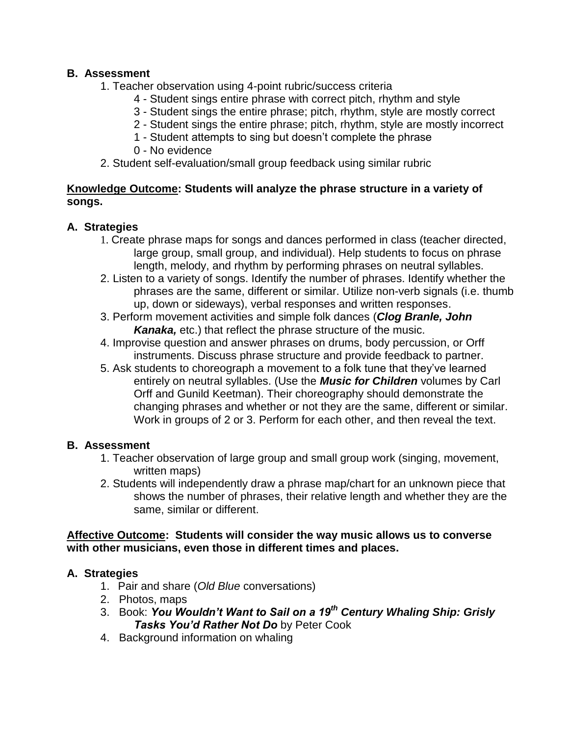**B. Assessment**

1. Teacher observation using 4-point rubric/success criteria
   - 4 - Student sings entire phrase with correct pitch, rhythm and style
   - 3 - Student sings the entire phrase; pitch, rhythm, style are mostly correct
   - 2 - Student sings the entire phrase; pitch, rhythm, style are mostly incorrect
   - 1 - Student attempts to sing but doesn't complete the phrase
   - 0 - No evidence
2. Student self-evaluation/small group feedback using similar rubric

**Knowledge Outcome: Students will analyze the phrase structure in a variety of songs.**

**A. Strategies**

1. Create phrase maps for songs and dances performed in class (teacher directed, large group, small group, and individual). Help students to focus on phrase length, melody, and rhythm by performing phrases on neutral syllables.
2. Listen to a variety of songs. Identify the number of phrases. Identify whether the phrases are the same, different or similar. Utilize non-verb signals (i.e. thumb up, down or sideways), verbal responses and written responses.
3. Perform movement activities and simple folk dances (***Clog Branle, John Kanaka,*** etc.) that reflect the phrase structure of the music.
4. Improvise question and answer phrases on drums, body percussion, or Orff instruments. Discuss phrase structure and provide feedback to partner.
5. Ask students to choreograph a movement to a folk tune that they've learned entirely on neutral syllables. (Use the ***Music for Children*** volumes by Carl Orff and Gunild Keetman). Their choreography should demonstrate the changing phrases and whether or not they are the same, different or similar. Work in groups of 2 or 3. Perform for each other, and then reveal the text.

**B. Assessment**

1. Teacher observation of large group and small group work (singing, movement, written maps)
2. Students will independently draw a phrase map/chart for an unknown piece that shows the number of phrases, their relative length and whether they are the same, similar or different.

**Affective Outcome: Students will consider the way music allows us to converse with other musicians, even those in different times and places.**

**A. Strategies**

1. Pair and share (*Old Blue* conversations)
2. Photos, maps
3. Book: ***You Wouldn't Want to Sail on a 19th Century Whaling Ship: Grisly Tasks You'd Rather Not Do*** by Peter Cook
4. Background information on whaling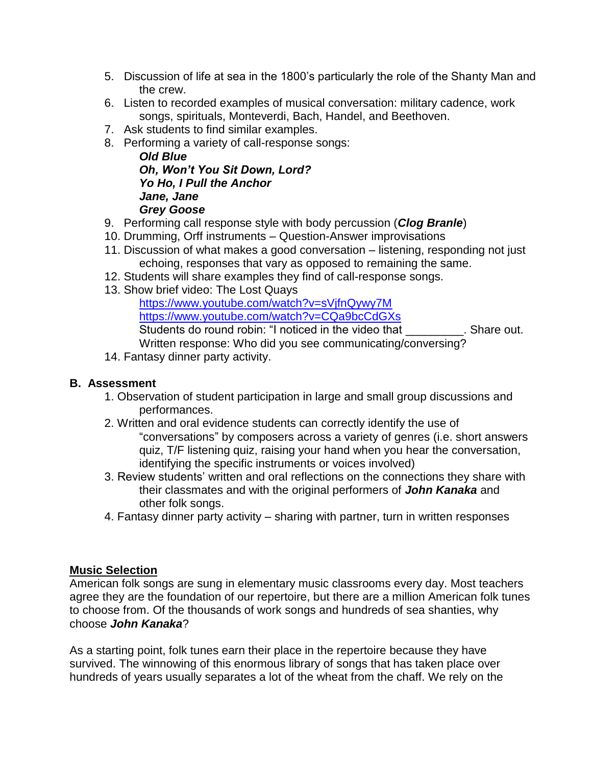5. Discussion of life at sea in the 1800's particularly the role of the Shanty Man and the crew.
6. Listen to recorded examples of musical conversation: military cadence, work songs, spirituals, Monteverdi, Bach, Handel, and Beethoven.
7. Ask students to find similar examples.
8. Performing a variety of call-response songs:
   ***Old Blue***
   ***Oh, Won't You Sit Down, Lord?***
   ***Yo Ho, I Pull the Anchor***
   ***Jane, Jane***
   ***Grey Goose***
9. Performing call response style with body percussion (***Clog Branle***)
10. Drumming, Orff instruments – Question-Answer improvisations
11. Discussion of what makes a good conversation – listening, responding not just echoing, responses that vary as opposed to remaining the same.
12. Students will share examples they find of call-response songs.
13. Show brief video: The Lost Quays
    https://www.youtube.com/watch?v=sVjfnQywy7M
    https://www.youtube.com/watch?v=CQa9bcCdGXs
    Students do round robin: "I noticed in the video that _________. Share out.
    Written response: Who did you see communicating/conversing?
14. Fantasy dinner party activity.

## B. Assessment

1. Observation of student participation in large and small group discussions and performances.
2. Written and oral evidence students can correctly identify the use of "conversations" by composers across a variety of genres (i.e. short answers quiz, T/F listening quiz, raising your hand when you hear the conversation, identifying the specific instruments or voices involved)
3. Review students' written and oral reflections on the connections they share with their classmates and with the original performers of ***John Kanaka*** and other folk songs.
4. Fantasy dinner party activity – sharing with partner, turn in written responses

## Music Selection

American folk songs are sung in elementary music classrooms every day. Most teachers agree they are the foundation of our repertoire, but there are a million American folk tunes to choose from. Of the thousands of work songs and hundreds of sea shanties, why choose ***John Kanaka***?

As a starting point, folk tunes earn their place in the repertoire because they have survived. The winnowing of this enormous library of songs that has taken place over hundreds of years usually separates a lot of the wheat from the chaff. We rely on the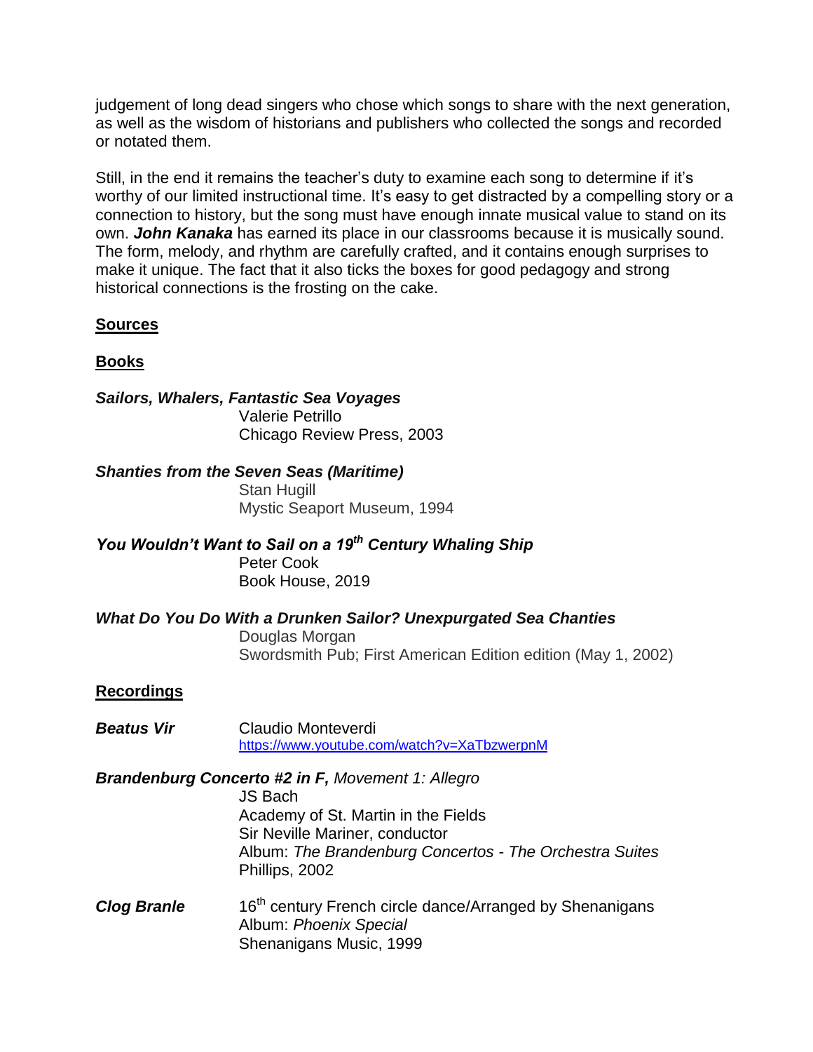judgement of long dead singers who chose which songs to share with the next generation, as well as the wisdom of historians and publishers who collected the songs and recorded or notated them.

Still, in the end it remains the teacher's duty to examine each song to determine if it's worthy of our limited instructional time. It's easy to get distracted by a compelling story or a connection to history, but the song must have enough innate musical value to stand on its own. ***John Kanaka*** has earned its place in our classrooms because it is musically sound. The form, melody, and rhythm are carefully crafted, and it contains enough surprises to make it unique. The fact that it also ticks the boxes for good pedagogy and strong historical connections is the frosting on the cake.

## Sources

### Books

***Sailors, Whalers, Fantastic Sea Voyages***
Valerie Petrillo
Chicago Review Press, 2003

***Shanties from the Seven Seas (Maritime)***
Stan Hugill
Mystic Seaport Museum, 1994

***You Wouldn't Want to Sail on a 19th Century Whaling Ship***
Peter Cook
Book House, 2019

***What Do You Do With a Drunken Sailor? Unexpurgated Sea Chanties***
Douglas Morgan
Swordsmith Pub; First American Edition edition (May 1, 2002)

### Recordings

***Beatus Vir***
Claudio Monteverdi
https://www.youtube.com/watch?v=XaTbzwerpnM

***Brandenburg Concerto #2 in F,*** *Movement 1: Allegro*
JS Bach
Academy of St. Martin in the Fields
Sir Neville Mariner, conductor
Album: *The Brandenburg Concertos - The Orchestra Suites*
Phillips, 2002

***Clog Branle***
16th century French circle dance/Arranged by Shenanigans
Album: *Phoenix Special*
Shenanigans Music, 1999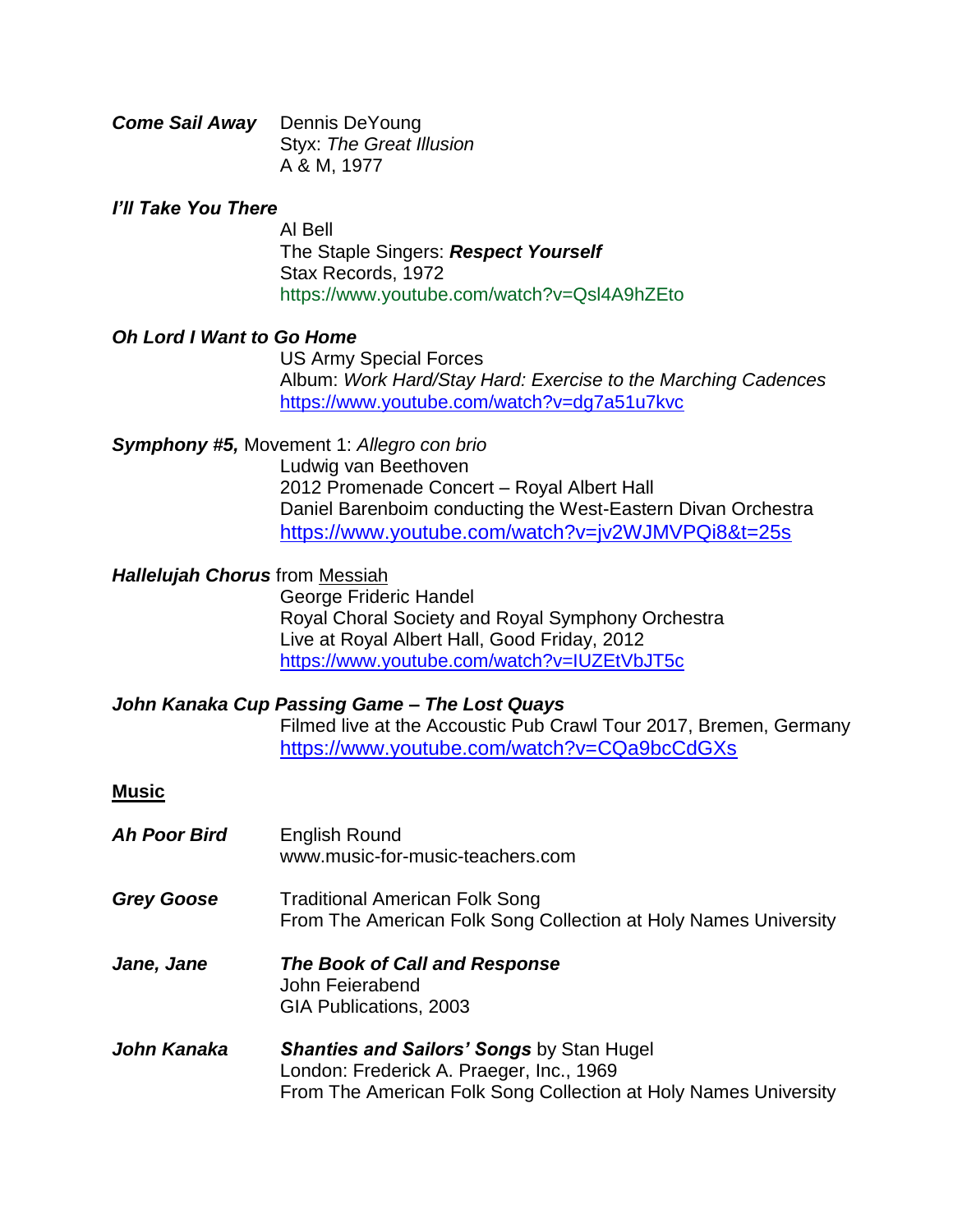***Come Sail Away*** Dennis DeYoung
Styx: *The Great Illusion*
A & M, 1977

***I'll Take You There***
Al Bell
The Staple Singers: ***Respect Yourself***
Stax Records, 1972
https://www.youtube.com/watch?v=Qsl4A9hZEto

***Oh Lord I Want to Go Home***
US Army Special Forces
Album: *Work Hard/Stay Hard: Exercise to the Marching Cadences*
https://www.youtube.com/watch?v=dg7a51u7kvc

***Symphony #5,*** Movement 1: *Allegro con brio*
Ludwig van Beethoven
2012 Promenade Concert – Royal Albert Hall
Daniel Barenboim conducting the West-Eastern Divan Orchestra
https://www.youtube.com/watch?v=jv2WJMVPQi8&t=25s

***Hallelujah Chorus*** from Messiah
George Frideric Handel
Royal Choral Society and Royal Symphony Orchestra
Live at Royal Albert Hall, Good Friday, 2012
https://www.youtube.com/watch?v=IUZEtVbJT5c

***John Kanaka Cup Passing Game – The Lost Quays***
Filmed live at the Accoustic Pub Crawl Tour 2017, Bremen, Germany
https://www.youtube.com/watch?v=CQa9bcCdGXs

**Music**

***Ah Poor Bird*** English Round
www.music-for-music-teachers.com

***Grey Goose*** Traditional American Folk Song
From The American Folk Song Collection at Holy Names University

***Jane, Jane*** ***The Book of Call and Response***
John Feierabend
GIA Publications, 2003

***John Kanaka*** ***Shanties and Sailors' Songs*** by Stan Hugel
London: Frederick A. Praeger, Inc., 1969
From The American Folk Song Collection at Holy Names University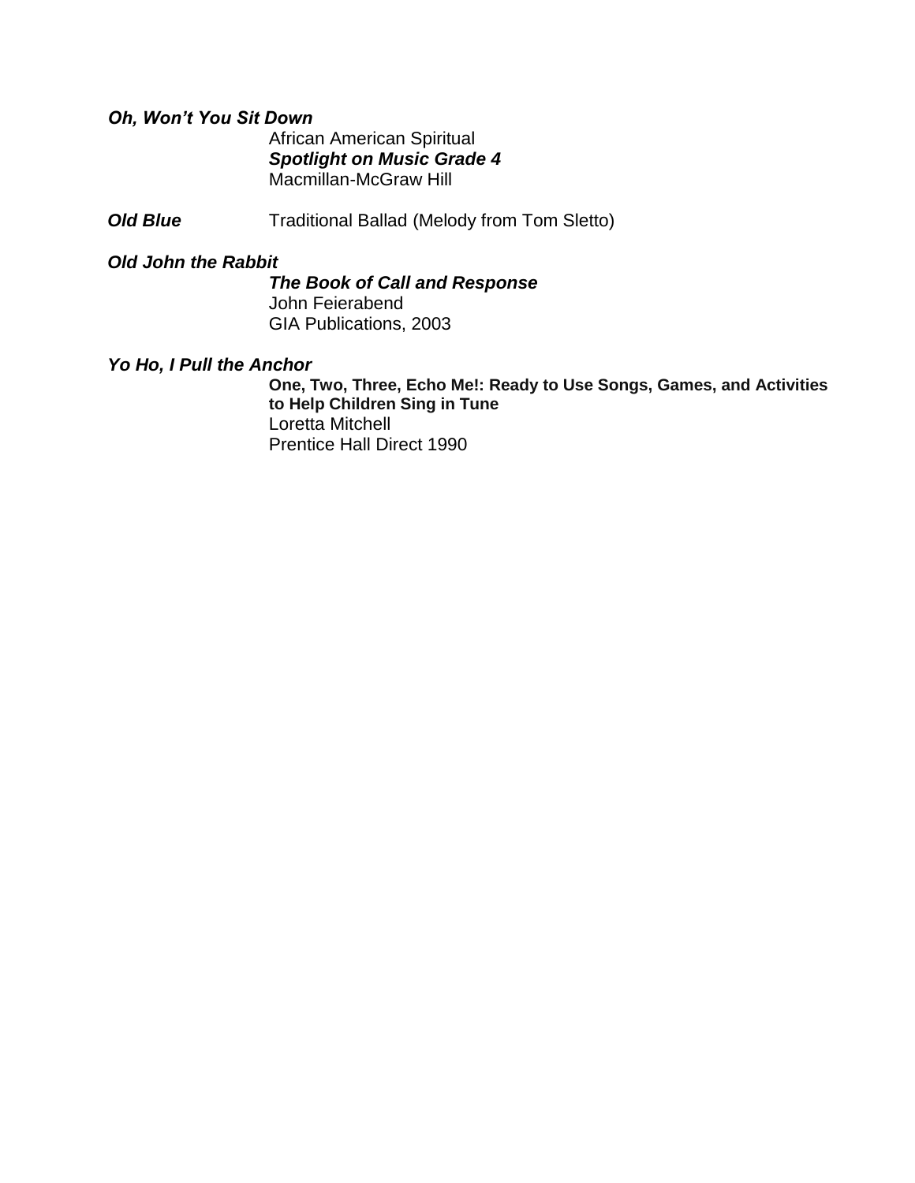***Oh, Won't You Sit Down***

African American Spiritual
***Spotlight on Music Grade 4***
Macmillan-McGraw Hill

***Old Blue*** Traditional Ballad (Melody from Tom Sletto)

***Old John the Rabbit***

***The Book of Call and Response***
John Feierabend
GIA Publications, 2003

***Yo Ho, I Pull the Anchor***

**One, Two, Three, Echo Me!: Ready to Use Songs, Games, and Activities to Help Children Sing in Tune**
Loretta Mitchell
Prentice Hall Direct 1990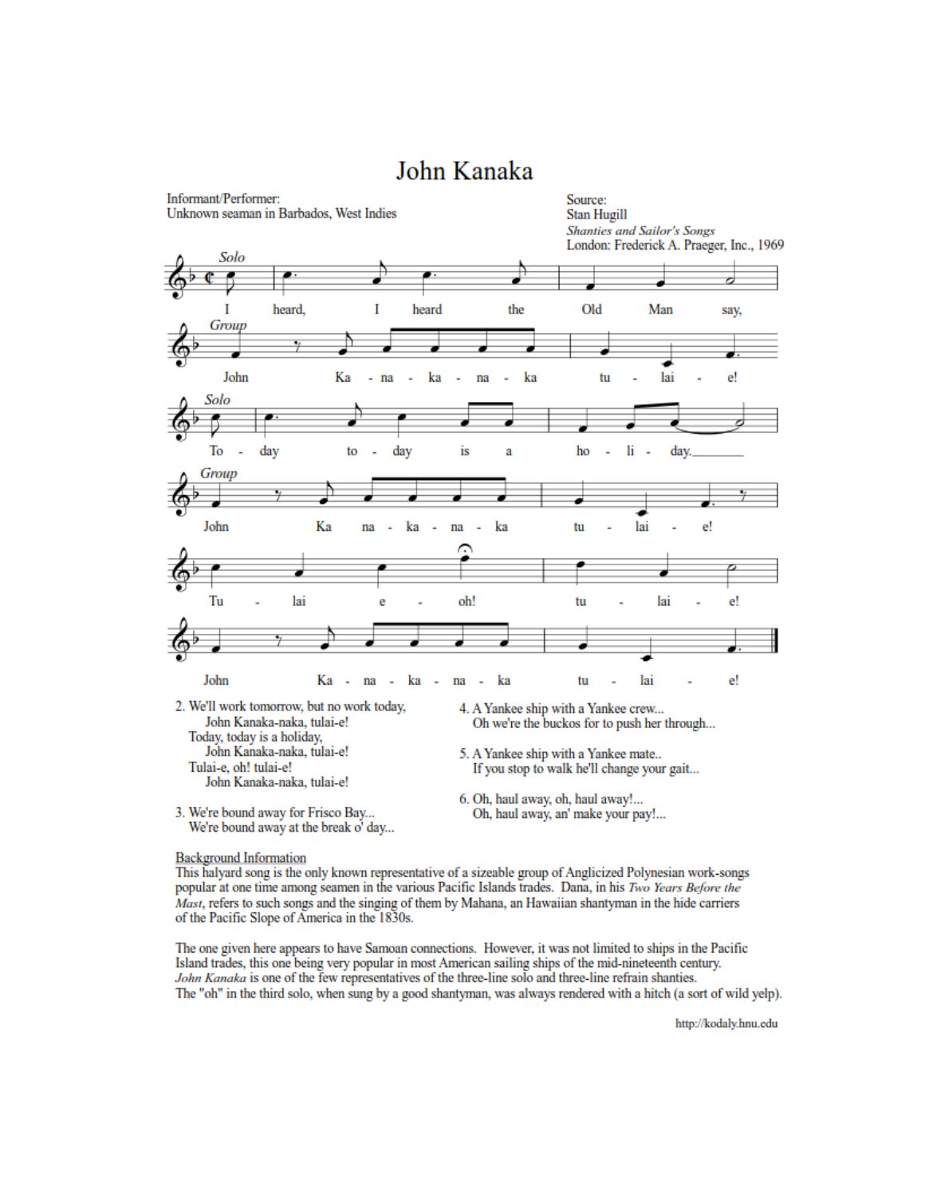# John Kanaka

Informant/Performer:
Unknown seaman in Barbados, West Indies

Source:
Stan Hugill
*Shanties and Sailor's Songs*
London: Frederick A. Praeger, Inc., 1969

*Solo*
I heard, I heard the Old Man say,

*Group*
John Ka - na - ka - na - ka tu - lai - e!

*Solo*
To - day to - day is a ho - li - day.

*Group*
John Ka na - ka - na - ka tu - lai - e!

Tu - lai e - oh! tu - lai - e!

John Ka - na - ka - na - ka tu - lai - e!

2. We'll work tomorrow, but no work today,
   John Kanaka-naka, tulai-e!
   Today, today is a holiday,
   John Kanaka-naka, tulai-e!
   Tulai-e, oh! tulai-e!
   John Kanaka-naka, tulai-e!

3. We're bound away for Frisco Bay...
   We're bound away at the break o' day...

4. A Yankee ship with a Yankee crew...
   Oh we're the buckos for to push her through...

5. A Yankee ship with a Yankee mate..
   If you stop to walk he'll change your gait...

6. Oh, haul away, oh, haul away!...
   Oh, haul away, an' make your pay!...

Background Information

This halyard song is the only known representative of a sizeable group of Anglicized Polynesian work-songs popular at one time among seamen in the various Pacific Islands trades. Dana, in his *Two Years Before the Mast*, refers to such songs and the singing of them by Mahana, an Hawaiian shantyman in the hide carriers of the Pacific Slope of America in the 1830s.

The one given here appears to have Samoan connections. However, it was not limited to ships in the Pacific Island trades, this one being very popular in most American sailing ships of the mid-nineteenth century. *John Kanaka* is one of the few representatives of the three-line solo and three-line refrain shanties. The "oh" in the third solo, when sung by a good shantyman, was always rendered with a hitch (a sort of wild yelp).

http://kodaly.hnu.edu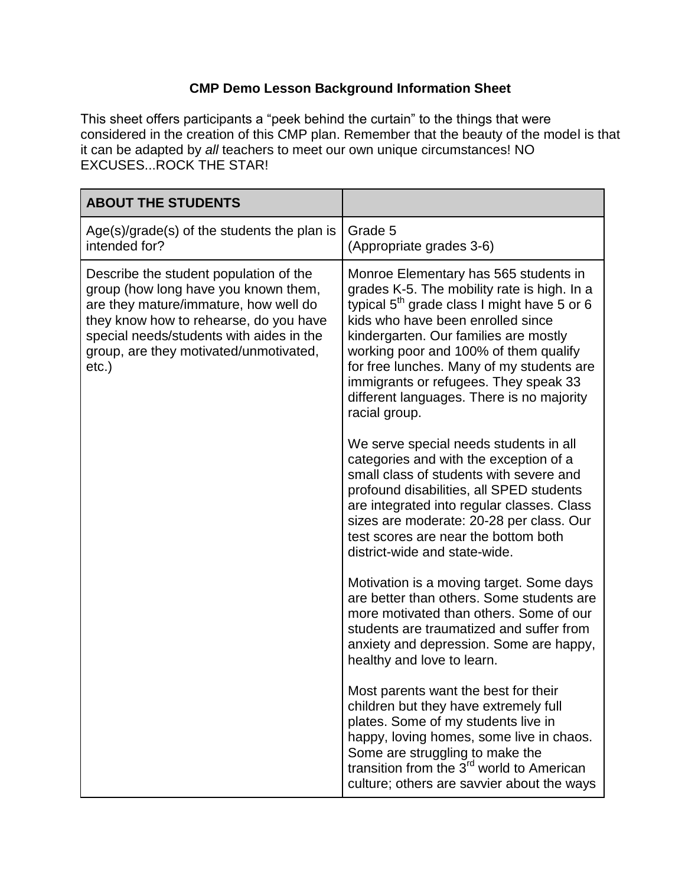**CMP Demo Lesson Background Information Sheet**

This sheet offers participants a "peek behind the curtain" to the things that were considered in the creation of this CMP plan. Remember that the beauty of the model is that it can be adapted by *all* teachers to meet our own unique circumstances! NO EXCUSES...ROCK THE STAR!

| **ABOUT THE STUDENTS** | |
|---|---|
| Age(s)/grade(s) of the students the plan is intended for? | Grade 5<br>(Appropriate grades 3-6) |
| Describe the student population of the group (how long have you known them, are they mature/immature, how well do they know how to rehearse, do you have special needs/students with aides in the group, are they motivated/unmotivated, etc.) | Monroe Elementary has 565 students in grades K-5. The mobility rate is high. In a typical 5th grade class I might have 5 or 6 kids who have been enrolled since kindergarten. Our families are mostly working poor and 100% of them qualify for free lunches. Many of my students are immigrants or refugees. They speak 33 different languages. There is no majority racial group.<br><br>We serve special needs students in all categories and with the exception of a small class of students with severe and profound disabilities, all SPED students are integrated into regular classes. Class sizes are moderate: 20-28 per class. Our test scores are near the bottom both district-wide and state-wide.<br><br>Motivation is a moving target. Some days are better than others. Some students are more motivated than others. Some of our students are traumatized and suffer from anxiety and depression. Some are happy, healthy and love to learn.<br><br>Most parents want the best for their children but they have extremely full plates. Some of my students live in happy, loving homes, some live in chaos. Some are struggling to make the transition from the 3rd world to American culture; others are savvier about the ways |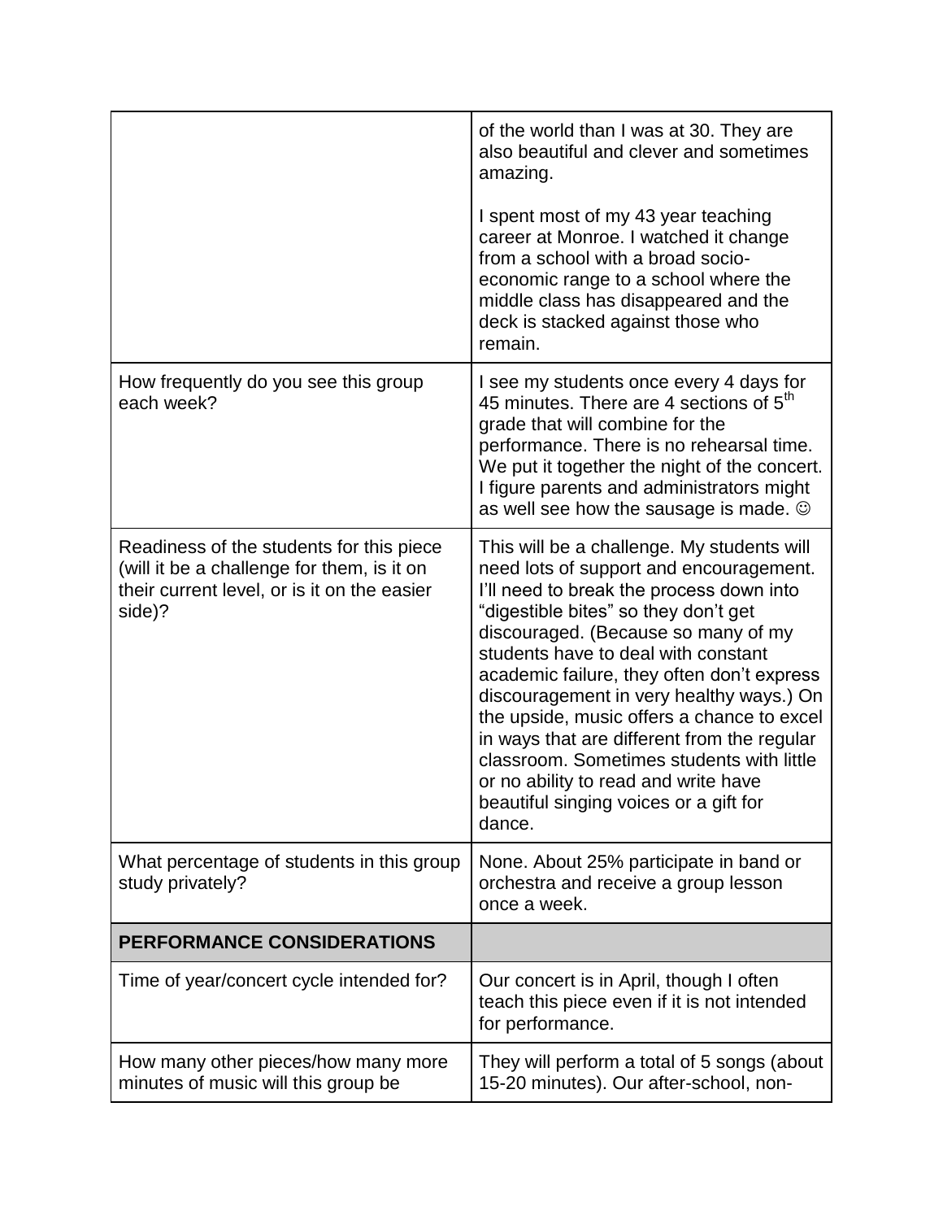| | |
|---|---|
| | of the world than I was at 30. They are also beautiful and clever and sometimes amazing.<br><br>I spent most of my 43 year teaching career at Monroe. I watched it change from a school with a broad socio-economic range to a school where the middle class has disappeared and the deck is stacked against those who remain. |
| How frequently do you see this group each week? | I see my students once every 4 days for 45 minutes. There are 4 sections of 5th grade that will combine for the performance. There is no rehearsal time. We put it together the night of the concert. I figure parents and administrators might as well see how the sausage is made. ☺ |
| Readiness of the students for this piece (will it be a challenge for them, is it on their current level, or is it on the easier side)? | This will be a challenge. My students will need lots of support and encouragement. I'll need to break the process down into "digestible bites" so they don't get discouraged. (Because so many of my students have to deal with constant academic failure, they often don't express discouragement in very healthy ways.) On the upside, music offers a chance to excel in ways that are different from the regular classroom. Sometimes students with little or no ability to read and write have beautiful singing voices or a gift for dance. |
| What percentage of students in this group study privately? | None. About 25% participate in band or orchestra and receive a group lesson once a week. |
| **PERFORMANCE CONSIDERATIONS** | |
| Time of year/concert cycle intended for? | Our concert is in April, though I often teach this piece even if it is not intended for performance. |
| How many other pieces/how many more minutes of music will this group be | They will perform a total of 5 songs (about 15-20 minutes). Our after-school, non- |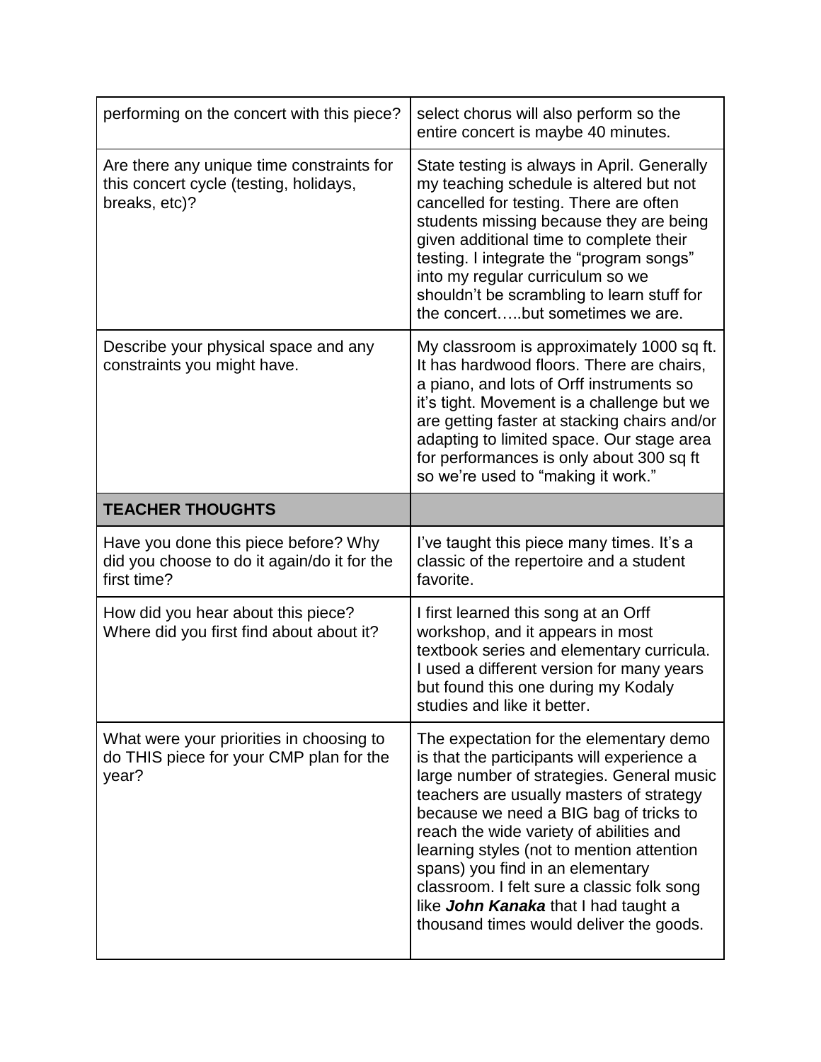| | |
|---|---|
| performing on the concert with this piece? | select chorus will also perform so the entire concert is maybe 40 minutes. |
| Are there any unique time constraints for this concert cycle (testing, holidays, breaks, etc)? | State testing is always in April. Generally my teaching schedule is altered but not cancelled for testing. There are often students missing because they are being given additional time to complete their testing. I integrate the "program songs" into my regular curriculum so we shouldn't be scrambling to learn stuff for the concert…..but sometimes we are. |
| Describe your physical space and any constraints you might have. | My classroom is approximately 1000 sq ft. It has hardwood floors. There are chairs, a piano, and lots of Orff instruments so it's tight. Movement is a challenge but we are getting faster at stacking chairs and/or adapting to limited space. Our stage area for performances is only about 300 sq ft so we're used to "making it work." |
| **TEACHER THOUGHTS** | |
| Have you done this piece before? Why did you choose to do it again/do it for the first time? | I've taught this piece many times. It's a classic of the repertoire and a student favorite. |
| How did you hear about this piece? Where did you first find about about it? | I first learned this song at an Orff workshop, and it appears in most textbook series and elementary curricula. I used a different version for many years but found this one during my Kodaly studies and like it better. |
| What were your priorities in choosing to do THIS piece for your CMP plan for the year? | The expectation for the elementary demo is that the participants will experience a large number of strategies. General music teachers are usually masters of strategy because we need a BIG bag of tricks to reach the wide variety of abilities and learning styles (not to mention attention spans) you find in an elementary classroom. I felt sure a classic folk song like ***John Kanaka*** that I had taught a thousand times would deliver the goods. |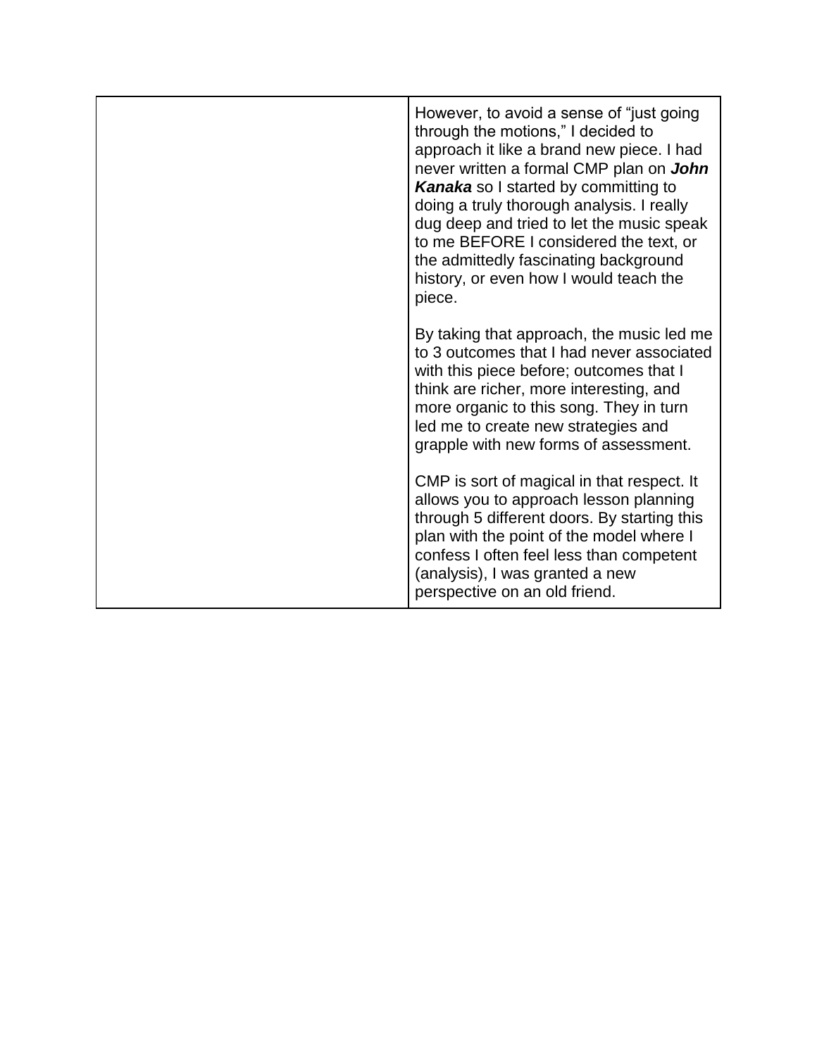| | |
|---|---|
| | However, to avoid a sense of "just going through the motions," I decided to approach it like a brand new piece. I had never written a formal CMP plan on ***John Kanaka*** so I started by committing to doing a truly thorough analysis. I really dug deep and tried to let the music speak to me BEFORE I considered the text, or the admittedly fascinating background history, or even how I would teach the piece.<br><br>By taking that approach, the music led me to 3 outcomes that I had never associated with this piece before; outcomes that I think are richer, more interesting, and more organic to this song. They in turn led me to create new strategies and grapple with new forms of assessment.<br><br>CMP is sort of magical in that respect. It allows you to approach lesson planning through 5 different doors. By starting this plan with the point of the model where I confess I often feel less than competent (analysis), I was granted a new perspective on an old friend. |